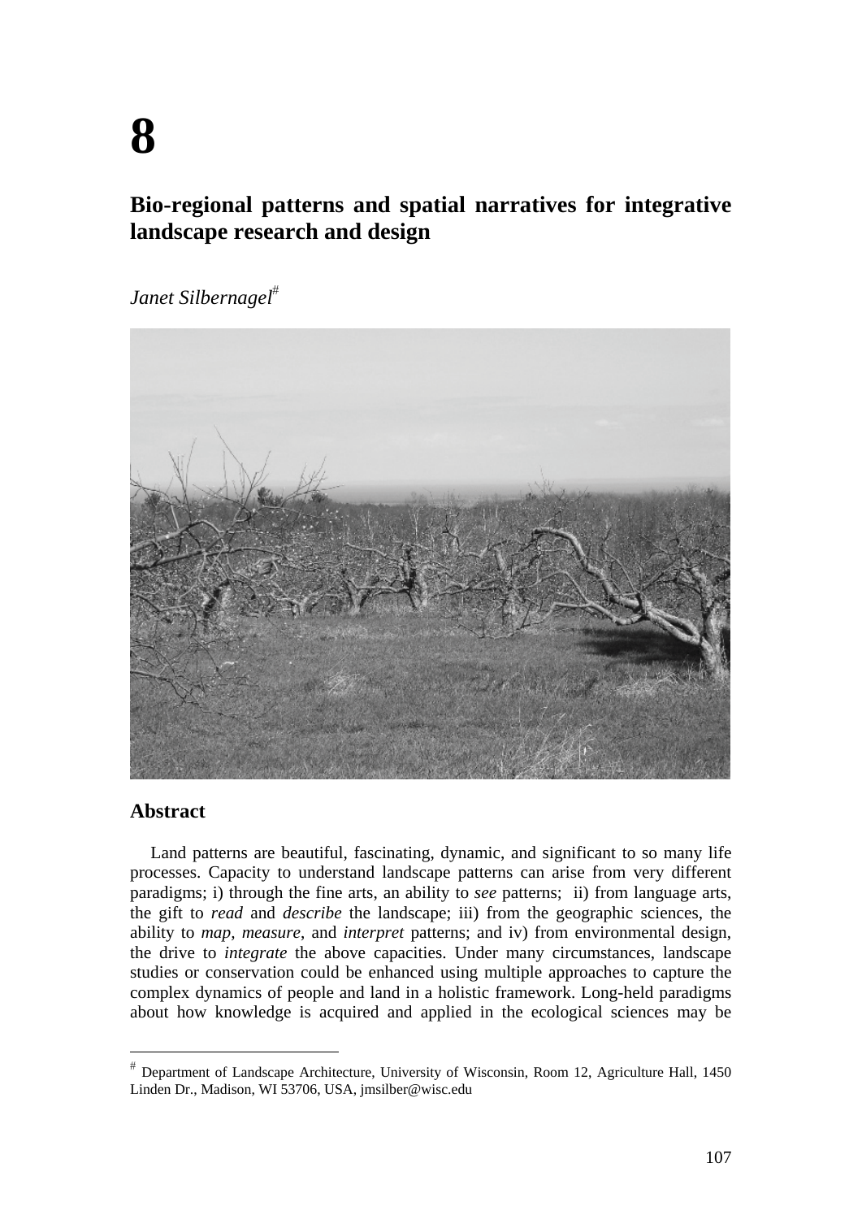# 8

## Bio-regional patterns and spatial narratives for integrative landscape research and design

*Janet Silbernagel*[#]

### Abstract

Land patterns are beautiful, fascinating, dynamic, and significant to so many life processes. Capacity to understand landscape patterns can arise from very different paradigms; i) through the fine arts, an ability to *see* patterns; ii) from language arts, the gift to *read* and *describe* the landscape; iii) from the geographic sciences, the ability to *map*, *measure*, and *interpret* patterns; and iv) from environmental design, the drive to *integrate* the above capacities. Under many circumstances, landscape studies or conservation could be enhanced using multiple approaches to capture the complex dynamics of people and land in a holistic framework. Long-held paradigms about how knowledge is acquired and applied in the ecological sciences may be

---

[#] Department of Landscape Architecture, University of Wisconsin, Room 12, Agriculture Hall, 1450 Linden Dr., Madison, WI 53706, USA, jmsilber@wisc.edu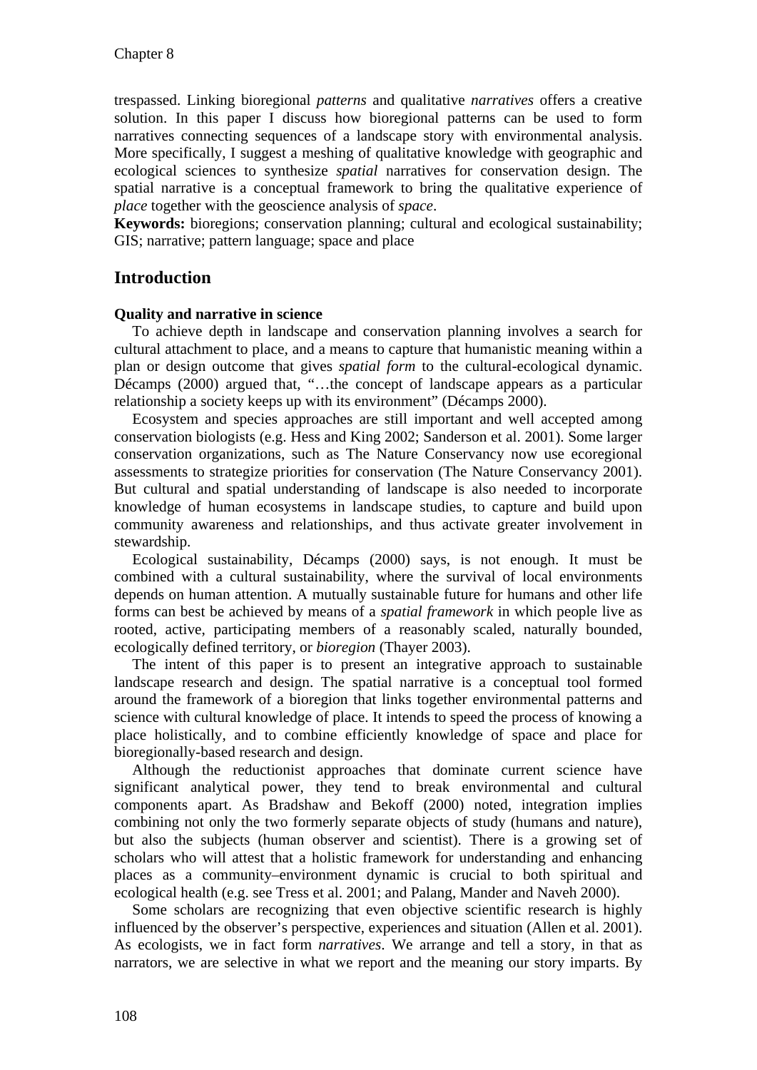trespassed. Linking bioregional *patterns* and qualitative *narratives* offers a creative solution. In this paper I discuss how bioregional patterns can be used to form narratives connecting sequences of a landscape story with environmental analysis. More specifically, I suggest a meshing of qualitative knowledge with geographic and ecological sciences to synthesize *spatial* narratives for conservation design. The spatial narrative is a conceptual framework to bring the qualitative experience of *place* together with the geoscience analysis of *space*.

**Keywords:** bioregions; conservation planning; cultural and ecological sustainability; GIS; narrative; pattern language; space and place

## Introduction

### Quality and narrative in science

To achieve depth in landscape and conservation planning involves a search for cultural attachment to place, and a means to capture that humanistic meaning within a plan or design outcome that gives *spatial form* to the cultural-ecological dynamic. Décamps (2000) argued that, "…the concept of landscape appears as a particular relationship a society keeps up with its environment" (Décamps 2000).

Ecosystem and species approaches are still important and well accepted among conservation biologists (e.g. Hess and King 2002; Sanderson et al. 2001). Some larger conservation organizations, such as The Nature Conservancy now use ecoregional assessments to strategize priorities for conservation (The Nature Conservancy 2001). But cultural and spatial understanding of landscape is also needed to incorporate knowledge of human ecosystems in landscape studies, to capture and build upon community awareness and relationships, and thus activate greater involvement in stewardship.

Ecological sustainability, Décamps (2000) says, is not enough. It must be combined with a cultural sustainability, where the survival of local environments depends on human attention. A mutually sustainable future for humans and other life forms can best be achieved by means of a *spatial framework* in which people live as rooted, active, participating members of a reasonably scaled, naturally bounded, ecologically defined territory, or *bioregion* (Thayer 2003).

The intent of this paper is to present an integrative approach to sustainable landscape research and design. The spatial narrative is a conceptual tool formed around the framework of a bioregion that links together environmental patterns and science with cultural knowledge of place. It intends to speed the process of knowing a place holistically, and to combine efficiently knowledge of space and place for bioregionally-based research and design.

Although the reductionist approaches that dominate current science have significant analytical power, they tend to break environmental and cultural components apart. As Bradshaw and Bekoff (2000) noted, integration implies combining not only the two formerly separate objects of study (humans and nature), but also the subjects (human observer and scientist). There is a growing set of scholars who will attest that a holistic framework for understanding and enhancing places as a community–environment dynamic is crucial to both spiritual and ecological health (e.g. see Tress et al. 2001; and Palang, Mander and Naveh 2000).

Some scholars are recognizing that even objective scientific research is highly influenced by the observer's perspective, experiences and situation (Allen et al. 2001). As ecologists, we in fact form *narratives*. We arrange and tell a story, in that as narrators, we are selective in what we report and the meaning our story imparts. By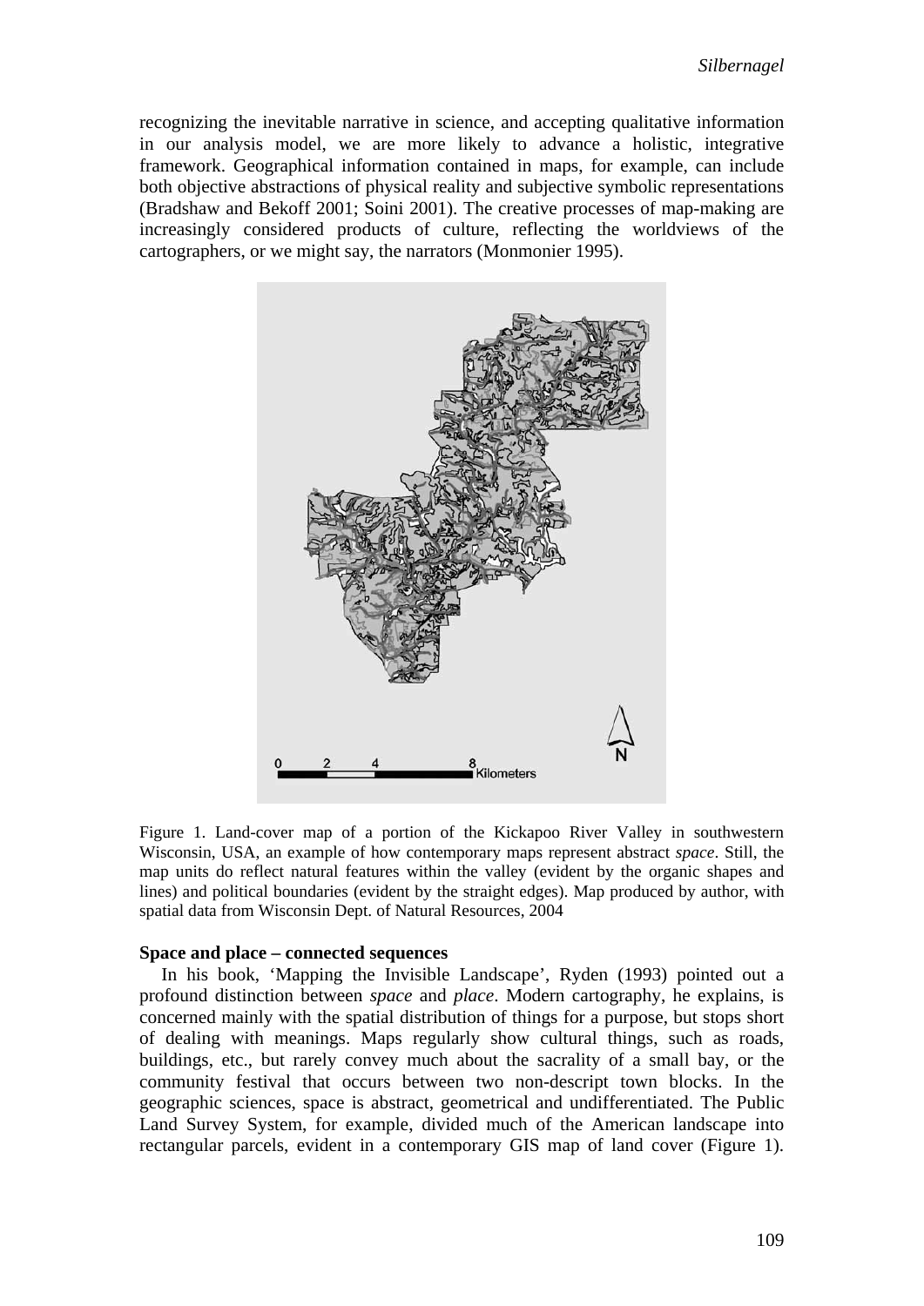recognizing the inevitable narrative in science, and accepting qualitative information in our analysis model, we are more likely to advance a holistic, integrative framework. Geographical information contained in maps, for example, can include both objective abstractions of physical reality and subjective symbolic representations (Bradshaw and Bekoff 2001; Soini 2001). The creative processes of map-making are increasingly considered products of culture, reflecting the worldviews of the cartographers, or we might say, the narrators (Monmonier 1995).

Figure 1. Land-cover map of a portion of the Kickapoo River Valley in southwestern Wisconsin, USA, an example of how contemporary maps represent abstract *space*. Still, the map units do reflect natural features within the valley (evident by the organic shapes and lines) and political boundaries (evident by the straight edges). Map produced by author, with spatial data from Wisconsin Dept. of Natural Resources, 2004

**Space and place – connected sequences**

In his book, 'Mapping the Invisible Landscape', Ryden (1993) pointed out a profound distinction between *space* and *place*. Modern cartography, he explains, is concerned mainly with the spatial distribution of things for a purpose, but stops short of dealing with meanings. Maps regularly show cultural things, such as roads, buildings, etc., but rarely convey much about the sacrality of a small bay, or the community festival that occurs between two non-descript town blocks. In the geographic sciences, space is abstract, geometrical and undifferentiated. The Public Land Survey System, for example, divided much of the American landscape into rectangular parcels, evident in a contemporary GIS map of land cover (Figure 1).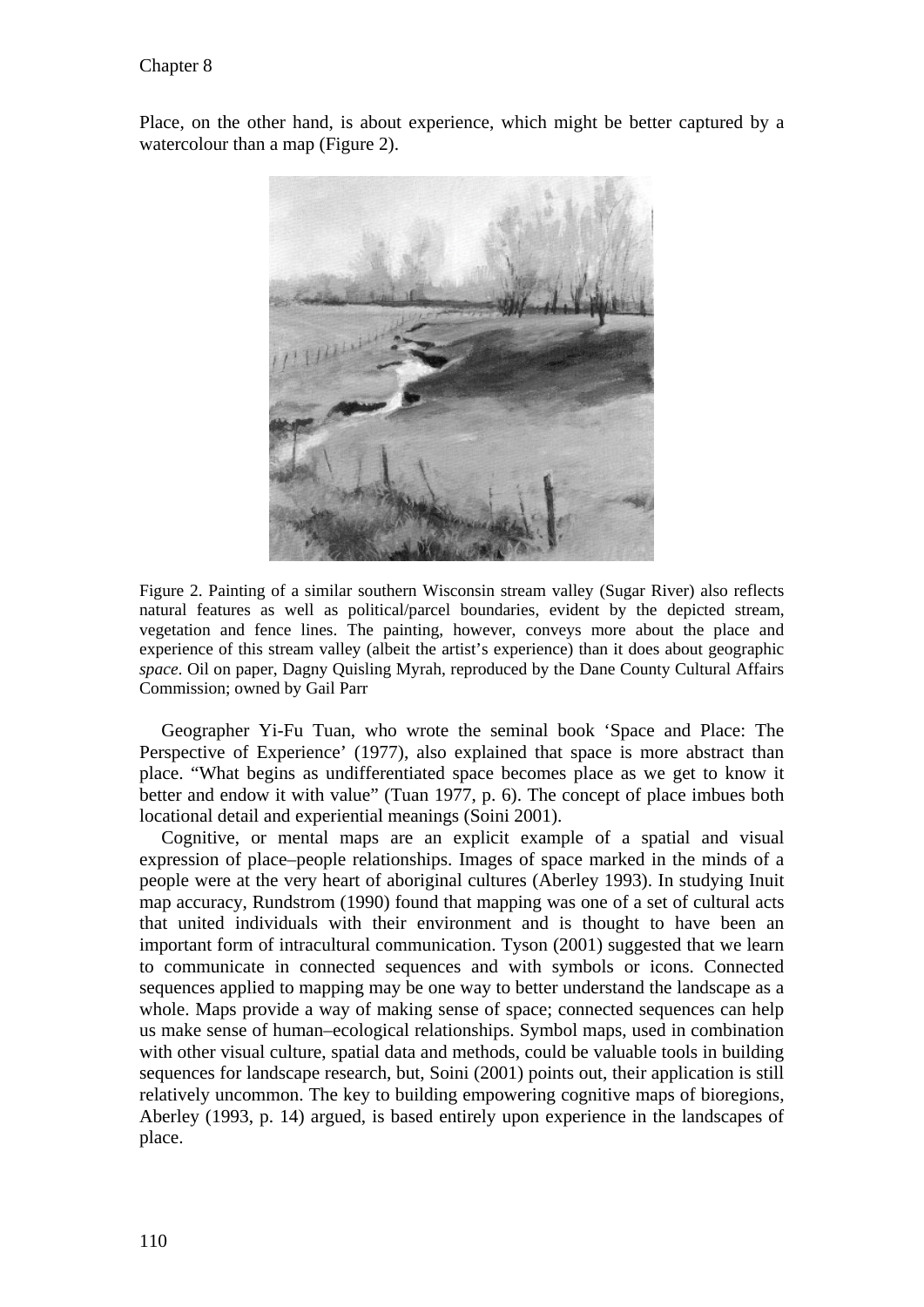Place, on the other hand, is about experience, which might be better captured by a watercolour than a map (Figure 2).

Figure 2. Painting of a similar southern Wisconsin stream valley (Sugar River) also reflects natural features as well as political/parcel boundaries, evident by the depicted stream, vegetation and fence lines. The painting, however, conveys more about the place and experience of this stream valley (albeit the artist's experience) than it does about geographic *space*. Oil on paper, Dagny Quisling Myrah, reproduced by the Dane County Cultural Affairs Commission; owned by Gail Parr

Geographer Yi-Fu Tuan, who wrote the seminal book 'Space and Place: The Perspective of Experience' (1977), also explained that space is more abstract than place. "What begins as undifferentiated space becomes place as we get to know it better and endow it with value" (Tuan 1977, p. 6). The concept of place imbues both locational detail and experiential meanings (Soini 2001).

Cognitive, or mental maps are an explicit example of a spatial and visual expression of place–people relationships. Images of space marked in the minds of a people were at the very heart of aboriginal cultures (Aberley 1993). In studying Inuit map accuracy, Rundstrom (1990) found that mapping was one of a set of cultural acts that united individuals with their environment and is thought to have been an important form of intracultural communication. Tyson (2001) suggested that we learn to communicate in connected sequences and with symbols or icons. Connected sequences applied to mapping may be one way to better understand the landscape as a whole. Maps provide a way of making sense of space; connected sequences can help us make sense of human–ecological relationships. Symbol maps, used in combination with other visual culture, spatial data and methods, could be valuable tools in building sequences for landscape research, but, Soini (2001) points out, their application is still relatively uncommon. The key to building empowering cognitive maps of bioregions, Aberley (1993, p. 14) argued, is based entirely upon experience in the landscapes of place.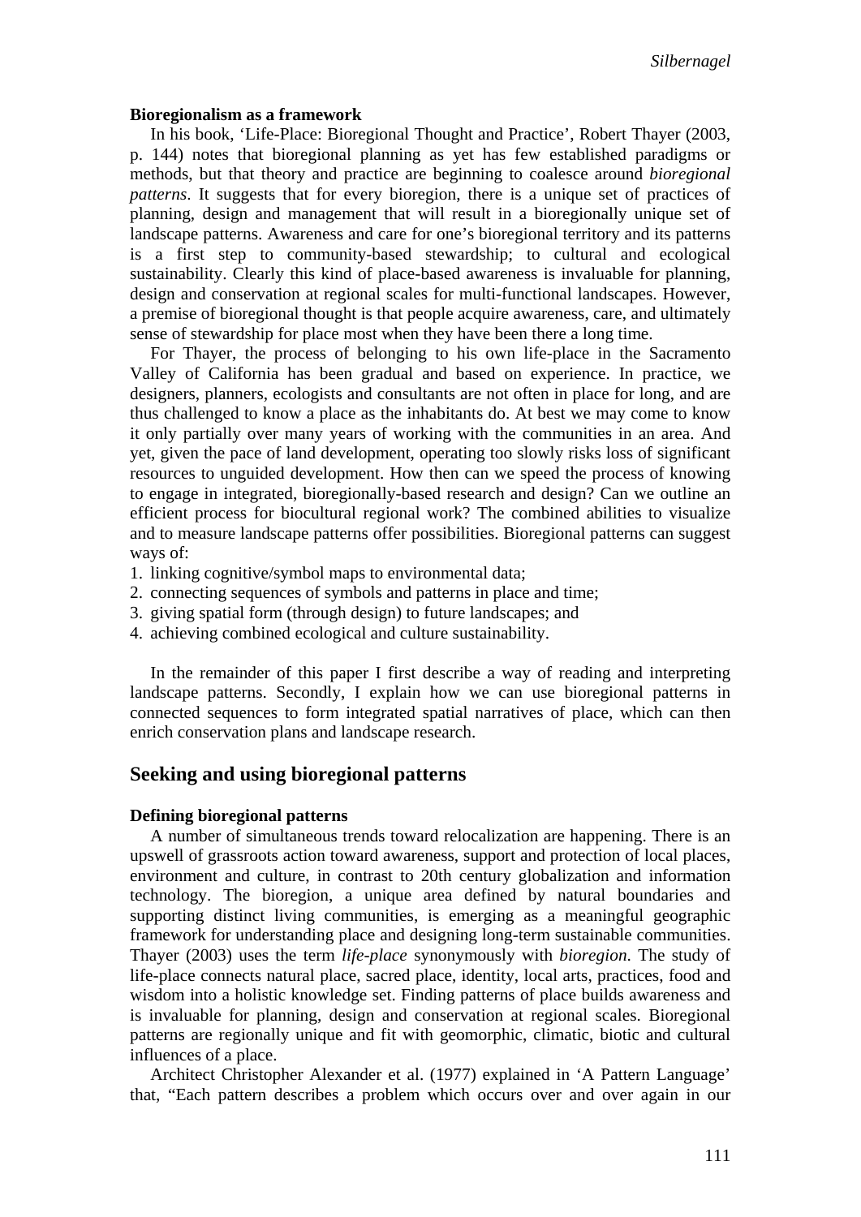**Bioregionalism as a framework**

In his book, 'Life-Place: Bioregional Thought and Practice', Robert Thayer (2003, p. 144) notes that bioregional planning as yet has few established paradigms or methods, but that theory and practice are beginning to coalesce around *bioregional patterns*. It suggests that for every bioregion, there is a unique set of practices of planning, design and management that will result in a bioregionally unique set of landscape patterns. Awareness and care for one's bioregional territory and its patterns is a first step to community-based stewardship; to cultural and ecological sustainability. Clearly this kind of place-based awareness is invaluable for planning, design and conservation at regional scales for multi-functional landscapes. However, a premise of bioregional thought is that people acquire awareness, care, and ultimately sense of stewardship for place most when they have been there a long time.

For Thayer, the process of belonging to his own life-place in the Sacramento Valley of California has been gradual and based on experience. In practice, we designers, planners, ecologists and consultants are not often in place for long, and are thus challenged to know a place as the inhabitants do. At best we may come to know it only partially over many years of working with the communities in an area. And yet, given the pace of land development, operating too slowly risks loss of significant resources to unguided development. How then can we speed the process of knowing to engage in integrated, bioregionally-based research and design? Can we outline an efficient process for biocultural regional work? The combined abilities to visualize and to measure landscape patterns offer possibilities. Bioregional patterns can suggest ways of:

1. linking cognitive/symbol maps to environmental data;
2. connecting sequences of symbols and patterns in place and time;
3. giving spatial form (through design) to future landscapes; and
4. achieving combined ecological and culture sustainability.

In the remainder of this paper I first describe a way of reading and interpreting landscape patterns. Secondly, I explain how we can use bioregional patterns in connected sequences to form integrated spatial narratives of place, which can then enrich conservation plans and landscape research.

## Seeking and using bioregional patterns

**Defining bioregional patterns**

A number of simultaneous trends toward relocalization are happening. There is an upswell of grassroots action toward awareness, support and protection of local places, environment and culture, in contrast to 20th century globalization and information technology. The bioregion, a unique area defined by natural boundaries and supporting distinct living communities, is emerging as a meaningful geographic framework for understanding place and designing long-term sustainable communities. Thayer (2003) uses the term *life-place* synonymously with *bioregion.* The study of life-place connects natural place, sacred place, identity, local arts, practices, food and wisdom into a holistic knowledge set. Finding patterns of place builds awareness and is invaluable for planning, design and conservation at regional scales. Bioregional patterns are regionally unique and fit with geomorphic, climatic, biotic and cultural influences of a place.

Architect Christopher Alexander et al. (1977) explained in 'A Pattern Language' that, "Each pattern describes a problem which occurs over and over again in our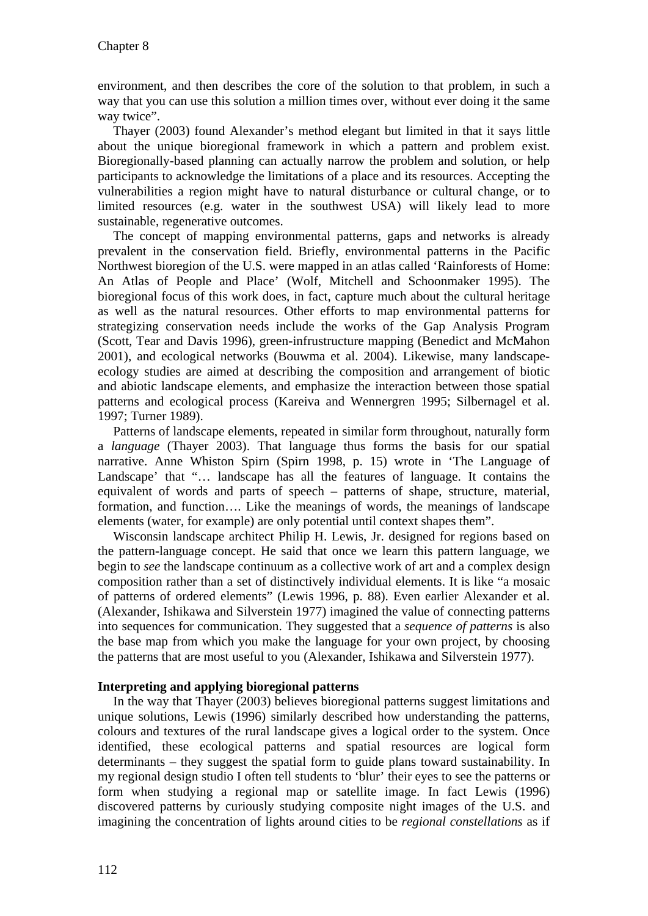environment, and then describes the core of the solution to that problem, in such a way that you can use this solution a million times over, without ever doing it the same way twice".

Thayer (2003) found Alexander's method elegant but limited in that it says little about the unique bioregional framework in which a pattern and problem exist. Bioregionally-based planning can actually narrow the problem and solution, or help participants to acknowledge the limitations of a place and its resources. Accepting the vulnerabilities a region might have to natural disturbance or cultural change, or to limited resources (e.g. water in the southwest USA) will likely lead to more sustainable, regenerative outcomes.

The concept of mapping environmental patterns, gaps and networks is already prevalent in the conservation field. Briefly, environmental patterns in the Pacific Northwest bioregion of the U.S. were mapped in an atlas called 'Rainforests of Home: An Atlas of People and Place' (Wolf, Mitchell and Schoonmaker 1995). The bioregional focus of this work does, in fact, capture much about the cultural heritage as well as the natural resources. Other efforts to map environmental patterns for strategizing conservation needs include the works of the Gap Analysis Program (Scott, Tear and Davis 1996), green-infrustructure mapping (Benedict and McMahon 2001), and ecological networks (Bouwma et al. 2004). Likewise, many landscape-ecology studies are aimed at describing the composition and arrangement of biotic and abiotic landscape elements, and emphasize the interaction between those spatial patterns and ecological process (Kareiva and Wennergren 1995; Silbernagel et al. 1997; Turner 1989).

Patterns of landscape elements, repeated in similar form throughout, naturally form a *language* (Thayer 2003). That language thus forms the basis for our spatial narrative. Anne Whiston Spirn (Spirn 1998, p. 15) wrote in 'The Language of Landscape' that "… landscape has all the features of language. It contains the equivalent of words and parts of speech – patterns of shape, structure, material, formation, and function…. Like the meanings of words, the meanings of landscape elements (water, for example) are only potential until context shapes them".

Wisconsin landscape architect Philip H. Lewis, Jr. designed for regions based on the pattern-language concept. He said that once we learn this pattern language, we begin to *see* the landscape continuum as a collective work of art and a complex design composition rather than a set of distinctively individual elements. It is like "a mosaic of patterns of ordered elements" (Lewis 1996, p. 88). Even earlier Alexander et al. (Alexander, Ishikawa and Silverstein 1977) imagined the value of connecting patterns into sequences for communication. They suggested that a *sequence of patterns* is also the base map from which you make the language for your own project, by choosing the patterns that are most useful to you (Alexander, Ishikawa and Silverstein 1977).

**Interpreting and applying bioregional patterns**

In the way that Thayer (2003) believes bioregional patterns suggest limitations and unique solutions, Lewis (1996) similarly described how understanding the patterns, colours and textures of the rural landscape gives a logical order to the system. Once identified, these ecological patterns and spatial resources are logical form determinants – they suggest the spatial form to guide plans toward sustainability. In my regional design studio I often tell students to 'blur' their eyes to see the patterns or form when studying a regional map or satellite image. In fact Lewis (1996) discovered patterns by curiously studying composite night images of the U.S. and imagining the concentration of lights around cities to be *regional constellations* as if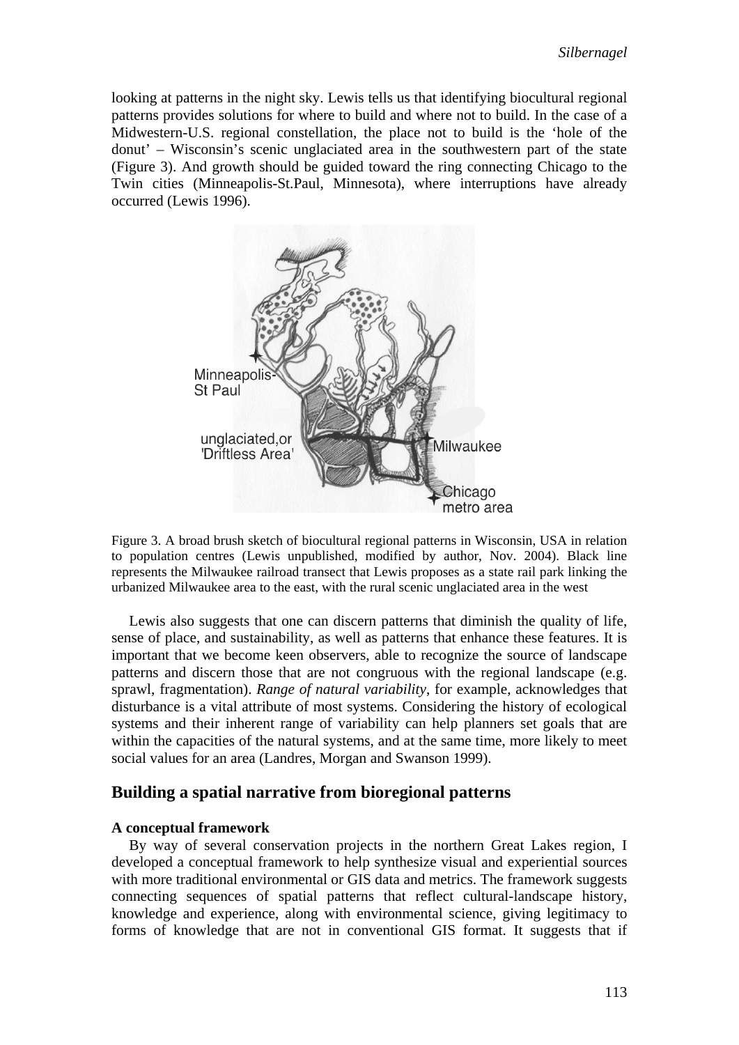looking at patterns in the night sky. Lewis tells us that identifying biocultural regional patterns provides solutions for where to build and where not to build. In the case of a Midwestern-U.S. regional constellation, the place not to build is the 'hole of the donut' – Wisconsin's scenic unglaciated area in the southwestern part of the state (Figure 3). And growth should be guided toward the ring connecting Chicago to the Twin cities (Minneapolis-St.Paul, Minnesota), where interruptions have already occurred (Lewis 1996).

Figure 3. A broad brush sketch of biocultural regional patterns in Wisconsin, USA in relation to population centres (Lewis unpublished, modified by author, Nov. 2004). Black line represents the Milwaukee railroad transect that Lewis proposes as a state rail park linking the urbanized Milwaukee area to the east, with the rural scenic unglaciated area in the west

Lewis also suggests that one can discern patterns that diminish the quality of life, sense of place, and sustainability, as well as patterns that enhance these features. It is important that we become keen observers, able to recognize the source of landscape patterns and discern those that are not congruous with the regional landscape (e.g. sprawl, fragmentation). *Range of natural variability*, for example, acknowledges that disturbance is a vital attribute of most systems. Considering the history of ecological systems and their inherent range of variability can help planners set goals that are within the capacities of the natural systems, and at the same time, more likely to meet social values for an area (Landres, Morgan and Swanson 1999).

## Building a spatial narrative from bioregional patterns

### A conceptual framework

By way of several conservation projects in the northern Great Lakes region, I developed a conceptual framework to help synthesize visual and experiential sources with more traditional environmental or GIS data and metrics. The framework suggests connecting sequences of spatial patterns that reflect cultural-landscape history, knowledge and experience, along with environmental science, giving legitimacy to forms of knowledge that are not in conventional GIS format. It suggests that if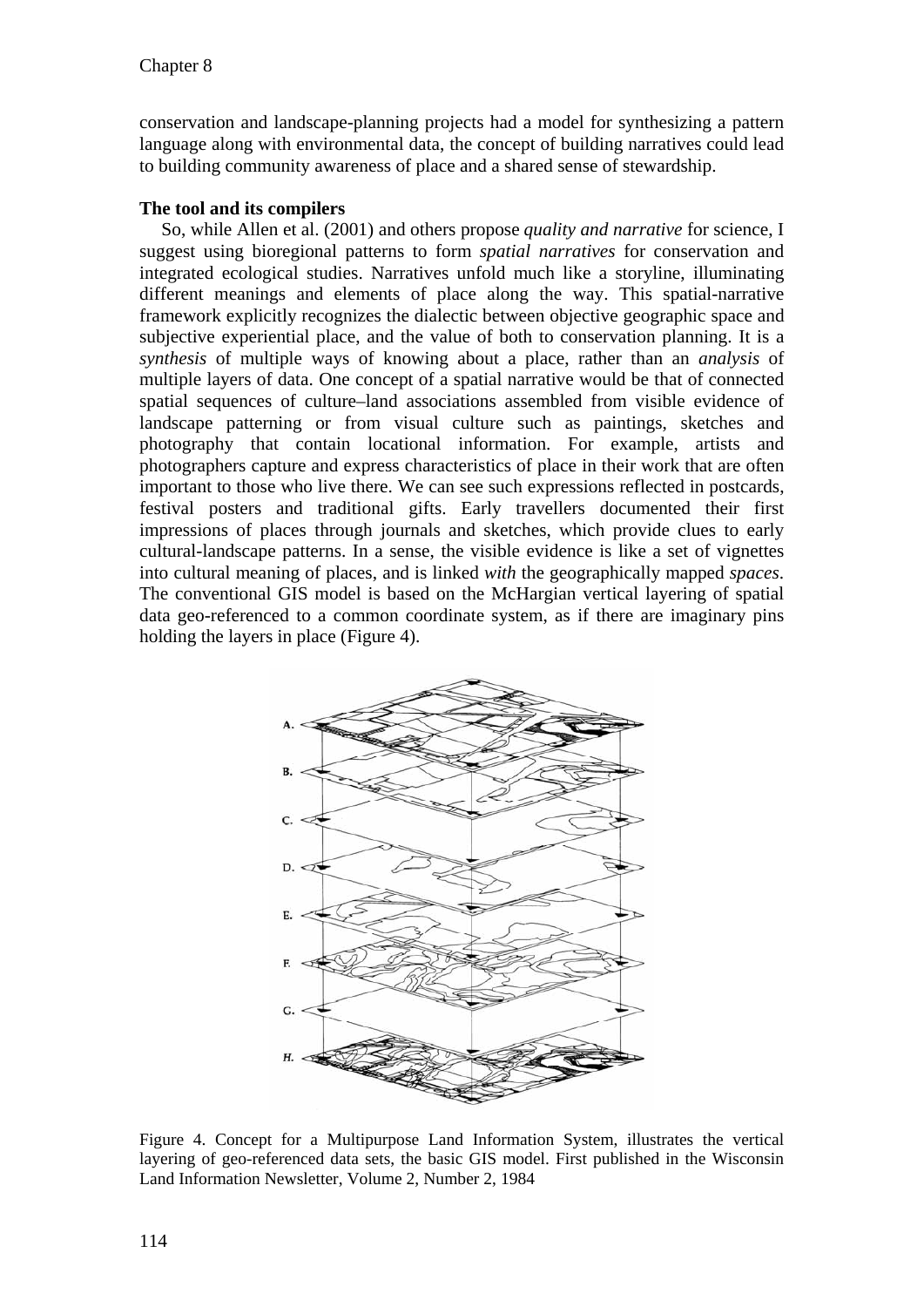conservation and landscape-planning projects had a model for synthesizing a pattern language along with environmental data, the concept of building narratives could lead to building community awareness of place and a shared sense of stewardship.

**The tool and its compilers**

So, while Allen et al. (2001) and others propose *quality and narrative* for science, I suggest using bioregional patterns to form *spatial narratives* for conservation and integrated ecological studies. Narratives unfold much like a storyline, illuminating different meanings and elements of place along the way. This spatial-narrative framework explicitly recognizes the dialectic between objective geographic space and subjective experiential place, and the value of both to conservation planning. It is a *synthesis* of multiple ways of knowing about a place, rather than an *analysis* of multiple layers of data. One concept of a spatial narrative would be that of connected spatial sequences of culture–land associations assembled from visible evidence of landscape patterning or from visual culture such as paintings, sketches and photography that contain locational information. For example, artists and photographers capture and express characteristics of place in their work that are often important to those who live there. We can see such expressions reflected in postcards, festival posters and traditional gifts. Early travellers documented their first impressions of places through journals and sketches, which provide clues to early cultural-landscape patterns. In a sense, the visible evidence is like a set of vignettes into cultural meaning of places, and is linked *with* the geographically mapped *spaces*. The conventional GIS model is based on the McHargian vertical layering of spatial data geo-referenced to a common coordinate system, as if there are imaginary pins holding the layers in place (Figure 4).

Figure 4. Concept for a Multipurpose Land Information System, illustrates the vertical layering of geo-referenced data sets, the basic GIS model. First published in the Wisconsin Land Information Newsletter, Volume 2, Number 2, 1984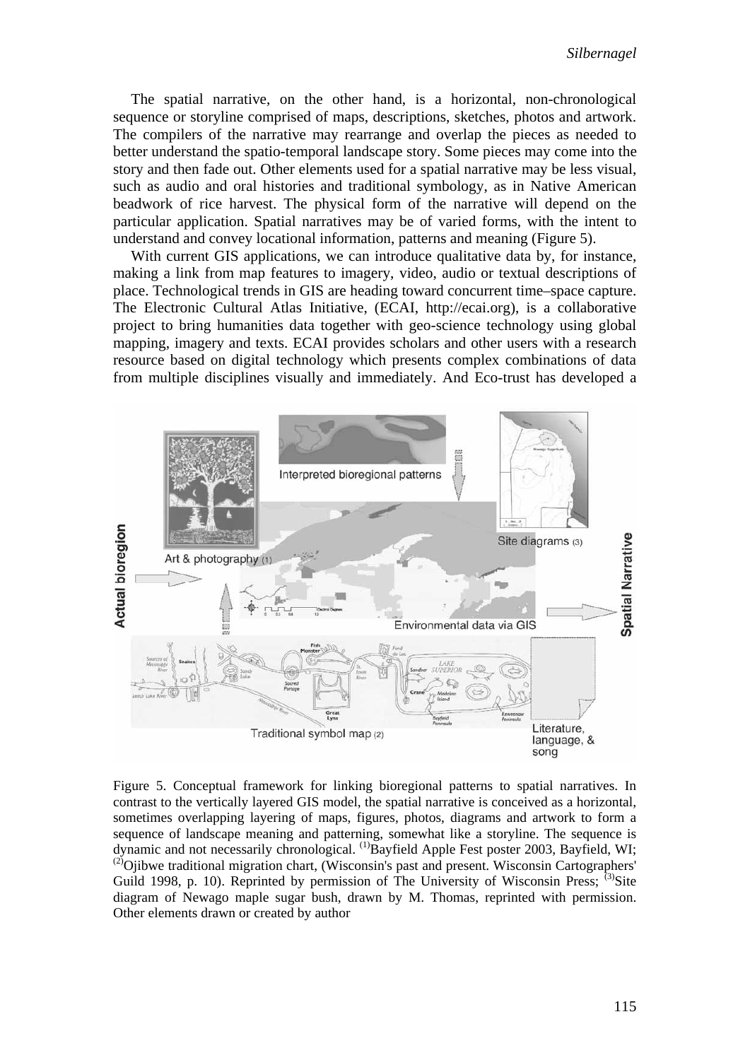The spatial narrative, on the other hand, is a horizontal, non-chronological sequence or storyline comprised of maps, descriptions, sketches, photos and artwork. The compilers of the narrative may rearrange and overlap the pieces as needed to better understand the spatio-temporal landscape story. Some pieces may come into the story and then fade out. Other elements used for a spatial narrative may be less visual, such as audio and oral histories and traditional symbology, as in Native American beadwork of rice harvest. The physical form of the narrative will depend on the particular application. Spatial narratives may be of varied forms, with the intent to understand and convey locational information, patterns and meaning (Figure 5).

With current GIS applications, we can introduce qualitative data by, for instance, making a link from map features to imagery, video, audio or textual descriptions of place. Technological trends in GIS are heading toward concurrent time–space capture. The Electronic Cultural Atlas Initiative, (ECAI, http://ecai.org), is a collaborative project to bring humanities data together with geo-science technology using global mapping, imagery and texts. ECAI provides scholars and other users with a research resource based on digital technology which presents complex combinations of data from multiple disciplines visually and immediately. And Eco-trust has developed a

Figure 5. Conceptual framework for linking bioregional patterns to spatial narratives. In contrast to the vertically layered GIS model, the spatial narrative is conceived as a horizontal, sometimes overlapping layering of maps, figures, photos, diagrams and artwork to form a sequence of landscape meaning and patterning, somewhat like a storyline. The sequence is dynamic and not necessarily chronological. (1)Bayfield Apple Fest poster 2003, Bayfield, WI; (2)Ojibwe traditional migration chart, (Wisconsin's past and present. Wisconsin Cartographers' Guild 1998, p. 10). Reprinted by permission of The University of Wisconsin Press; (3)Site diagram of Newago maple sugar bush, drawn by M. Thomas, reprinted with permission. Other elements drawn or created by author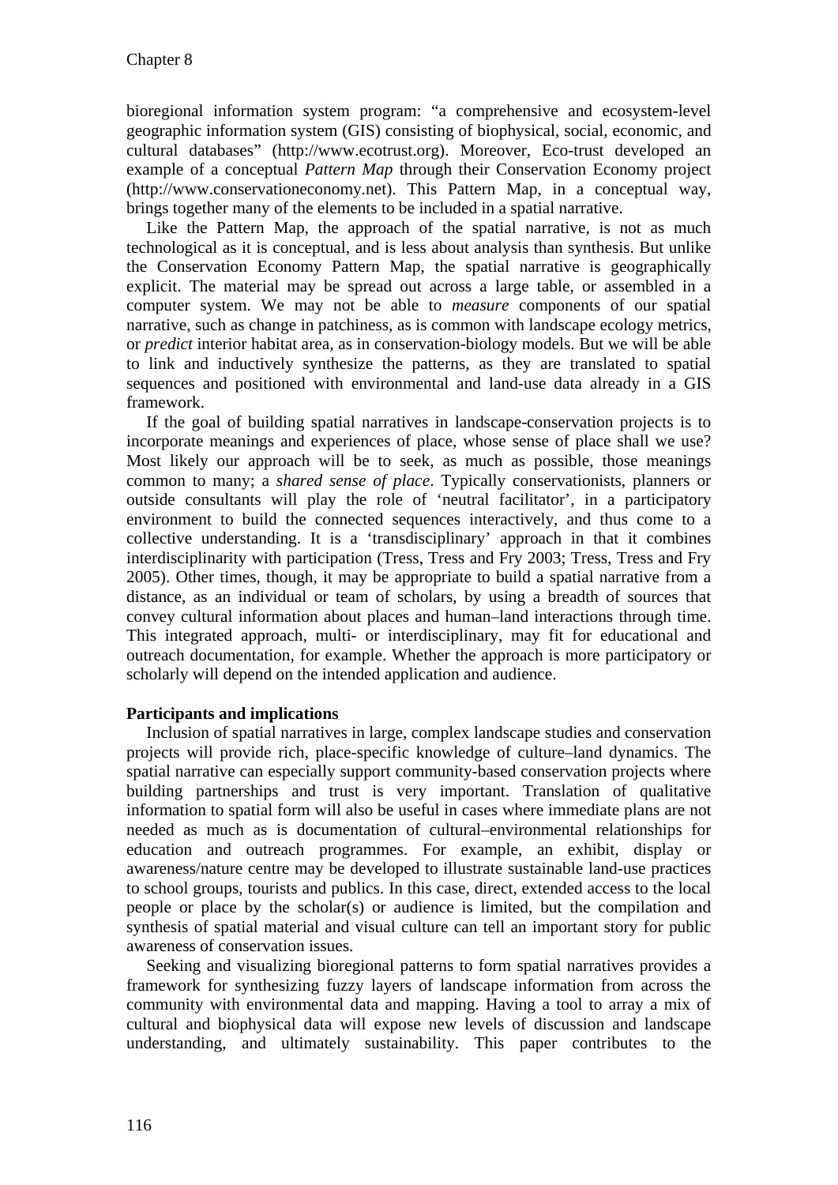bioregional information system program: “a comprehensive and ecosystem-level geographic information system (GIS) consisting of biophysical, social, economic, and cultural databases” (http://www.ecotrust.org). Moreover, Eco-trust developed an example of a conceptual *Pattern Map* through their Conservation Economy project (http://www.conservationeconomy.net). This Pattern Map, in a conceptual way, brings together many of the elements to be included in a spatial narrative.

Like the Pattern Map, the approach of the spatial narrative, is not as much technological as it is conceptual, and is less about analysis than synthesis. But unlike the Conservation Economy Pattern Map, the spatial narrative is geographically explicit. The material may be spread out across a large table, or assembled in a computer system. We may not be able to *measure* components of our spatial narrative, such as change in patchiness, as is common with landscape ecology metrics, or *predict* interior habitat area, as in conservation-biology models. But we will be able to link and inductively synthesize the patterns, as they are translated to spatial sequences and positioned with environmental and land-use data already in a GIS framework.

If the goal of building spatial narratives in landscape-conservation projects is to incorporate meanings and experiences of place, whose sense of place shall we use? Most likely our approach will be to seek, as much as possible, those meanings common to many; a *shared sense of place*. Typically conservationists, planners or outside consultants will play the role of ‘neutral facilitator’, in a participatory environment to build the connected sequences interactively, and thus come to a collective understanding. It is a ‘transdisciplinary’ approach in that it combines interdisciplinarity with participation (Tress, Tress and Fry 2003; Tress, Tress and Fry 2005). Other times, though, it may be appropriate to build a spatial narrative from a distance, as an individual or team of scholars, by using a breadth of sources that convey cultural information about places and human–land interactions through time. This integrated approach, multi- or interdisciplinary, may fit for educational and outreach documentation, for example. Whether the approach is more participatory or scholarly will depend on the intended application and audience.

**Participants and implications**

Inclusion of spatial narratives in large, complex landscape studies and conservation projects will provide rich, place-specific knowledge of culture–land dynamics. The spatial narrative can especially support community-based conservation projects where building partnerships and trust is very important. Translation of qualitative information to spatial form will also be useful in cases where immediate plans are not needed as much as is documentation of cultural–environmental relationships for education and outreach programmes. For example, an exhibit, display or awareness/nature centre may be developed to illustrate sustainable land-use practices to school groups, tourists and publics. In this case, direct, extended access to the local people or place by the scholar(s) or audience is limited, but the compilation and synthesis of spatial material and visual culture can tell an important story for public awareness of conservation issues.

Seeking and visualizing bioregional patterns to form spatial narratives provides a framework for synthesizing fuzzy layers of landscape information from across the community with environmental data and mapping. Having a tool to array a mix of cultural and biophysical data will expose new levels of discussion and landscape understanding, and ultimately sustainability. This paper contributes to the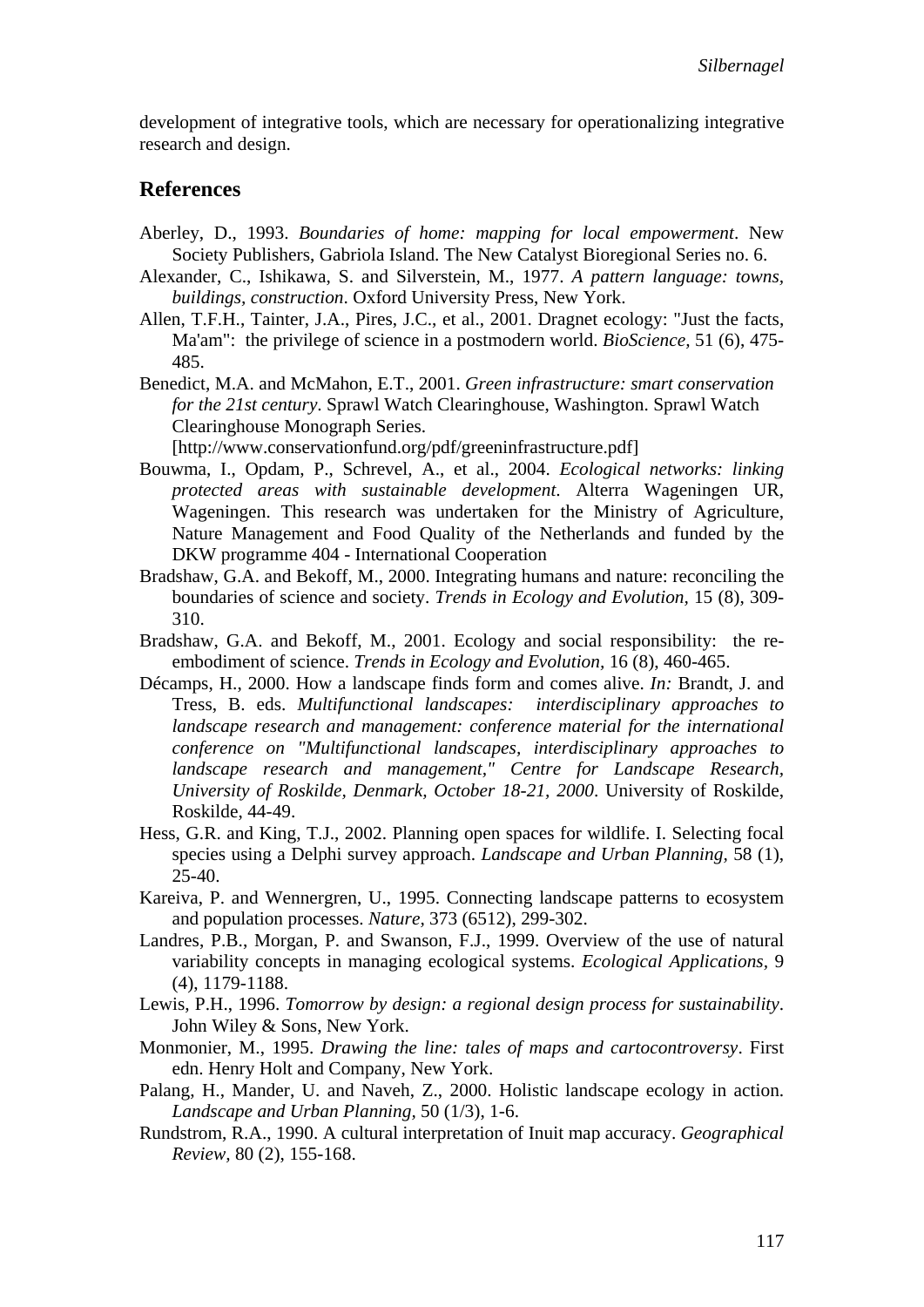development of integrative tools, which are necessary for operationalizing integrative research and design.

## References

Aberley, D., 1993. *Boundaries of home: mapping for local empowerment*. New Society Publishers, Gabriola Island. The New Catalyst Bioregional Series no. 6.

Alexander, C., Ishikawa, S. and Silverstein, M., 1977. *A pattern language: towns, buildings, construction*. Oxford University Press, New York.

Allen, T.F.H., Tainter, J.A., Pires, J.C., et al., 2001. Dragnet ecology: "Just the facts, Ma'am": the privilege of science in a postmodern world. *BioScience,* 51 (6), 475-485.

Benedict, M.A. and McMahon, E.T., 2001. *Green infrastructure: smart conservation for the 21st century*. Sprawl Watch Clearinghouse, Washington. Sprawl Watch Clearinghouse Monograph Series. [http://www.conservationfund.org/pdf/greeninfrastructure.pdf]

Bouwma, I., Opdam, P., Schrevel, A., et al., 2004. *Ecological networks: linking protected areas with sustainable development*. Alterra Wageningen UR, Wageningen. This research was undertaken for the Ministry of Agriculture, Nature Management and Food Quality of the Netherlands and funded by the DKW programme 404 - International Cooperation

Bradshaw, G.A. and Bekoff, M., 2000. Integrating humans and nature: reconciling the boundaries of science and society. *Trends in Ecology and Evolution,* 15 (8), 309-310.

Bradshaw, G.A. and Bekoff, M., 2001. Ecology and social responsibility: the re-embodiment of science. *Trends in Ecology and Evolution,* 16 (8), 460-465.

Décamps, H., 2000. How a landscape finds form and comes alive. *In:* Brandt, J. and Tress, B. eds. *Multifunctional landscapes: interdisciplinary approaches to landscape research and management: conference material for the international conference on "Multifunctional landscapes, interdisciplinary approaches to landscape research and management," Centre for Landscape Research, University of Roskilde, Denmark, October 18-21, 2000*. University of Roskilde, Roskilde, 44-49.

Hess, G.R. and King, T.J., 2002. Planning open spaces for wildlife. I. Selecting focal species using a Delphi survey approach. *Landscape and Urban Planning,* 58 (1), 25-40.

Kareiva, P. and Wennergren, U., 1995. Connecting landscape patterns to ecosystem and population processes. *Nature,* 373 (6512), 299-302.

Landres, P.B., Morgan, P. and Swanson, F.J., 1999. Overview of the use of natural variability concepts in managing ecological systems. *Ecological Applications,* 9 (4), 1179-1188.

Lewis, P.H., 1996. *Tomorrow by design: a regional design process for sustainability*. John Wiley & Sons, New York.

Monmonier, M., 1995. *Drawing the line: tales of maps and cartocontroversy*. First edn. Henry Holt and Company, New York.

Palang, H., Mander, U. and Naveh, Z., 2000. Holistic landscape ecology in action. *Landscape and Urban Planning,* 50 (1/3), 1-6.

Rundstrom, R.A., 1990. A cultural interpretation of Inuit map accuracy. *Geographical Review,* 80 (2), 155-168.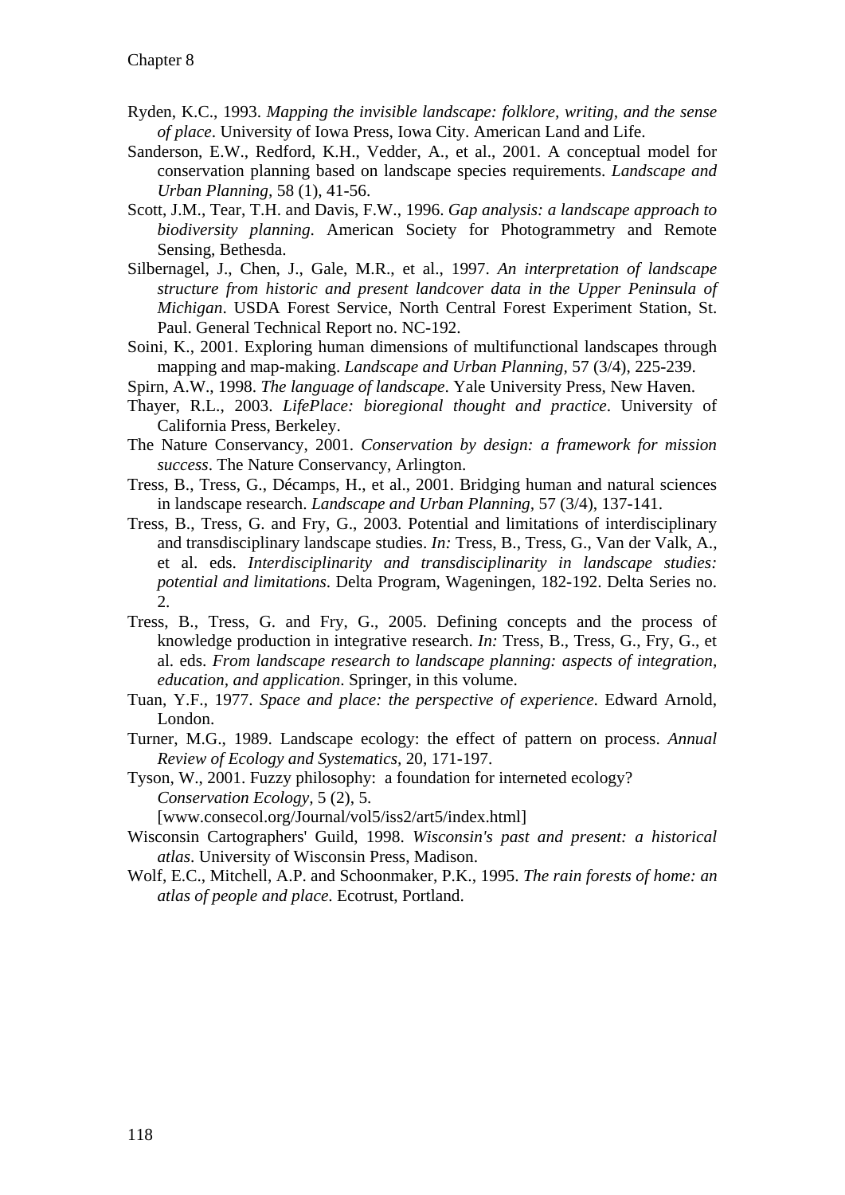Ryden, K.C., 1993. *Mapping the invisible landscape: folklore, writing, and the sense of place*. University of Iowa Press, Iowa City. American Land and Life.

Sanderson, E.W., Redford, K.H., Vedder, A., et al., 2001. A conceptual model for conservation planning based on landscape species requirements. *Landscape and Urban Planning*, 58 (1), 41-56.

Scott, J.M., Tear, T.H. and Davis, F.W., 1996. *Gap analysis: a landscape approach to biodiversity planning*. American Society for Photogrammetry and Remote Sensing, Bethesda.

Silbernagel, J., Chen, J., Gale, M.R., et al., 1997. *An interpretation of landscape structure from historic and present landcover data in the Upper Peninsula of Michigan*. USDA Forest Service, North Central Forest Experiment Station, St. Paul. General Technical Report no. NC-192.

Soini, K., 2001. Exploring human dimensions of multifunctional landscapes through mapping and map-making. *Landscape and Urban Planning,* 57 (3/4), 225-239.

Spirn, A.W., 1998. *The language of landscape*. Yale University Press, New Haven.

Thayer, R.L., 2003. *LifePlace: bioregional thought and practice*. University of California Press, Berkeley.

The Nature Conservancy, 2001. *Conservation by design: a framework for mission success*. The Nature Conservancy, Arlington.

Tress, B., Tress, G., Décamps, H., et al., 2001. Bridging human and natural sciences in landscape research. *Landscape and Urban Planning,* 57 (3/4), 137-141.

Tress, B., Tress, G. and Fry, G., 2003. Potential and limitations of interdisciplinary and transdisciplinary landscape studies. *In:* Tress, B., Tress, G., Van der Valk, A., et al. eds. *Interdisciplinarity and transdisciplinarity in landscape studies: potential and limitations*. Delta Program, Wageningen, 182-192. Delta Series no. 2.

Tress, B., Tress, G. and Fry, G., 2005. Defining concepts and the process of knowledge production in integrative research. *In:* Tress, B., Tress, G., Fry, G., et al. eds. *From landscape research to landscape planning: aspects of integration, education, and application*. Springer, in this volume.

Tuan, Y.F., 1977. *Space and place: the perspective of experience*. Edward Arnold, London.

Turner, M.G., 1989. Landscape ecology: the effect of pattern on process. *Annual Review of Ecology and Systematics,* 20, 171-197.

Tyson, W., 2001. Fuzzy philosophy: a foundation for interneted ecology? *Conservation Ecology,* 5 (2), 5. [www.consecol.org/Journal/vol5/iss2/art5/index.html]

Wisconsin Cartographers' Guild, 1998. *Wisconsin's past and present: a historical atlas*. University of Wisconsin Press, Madison.

Wolf, E.C., Mitchell, A.P. and Schoonmaker, P.K., 1995. *The rain forests of home: an atlas of people and place*. Ecotrust, Portland.